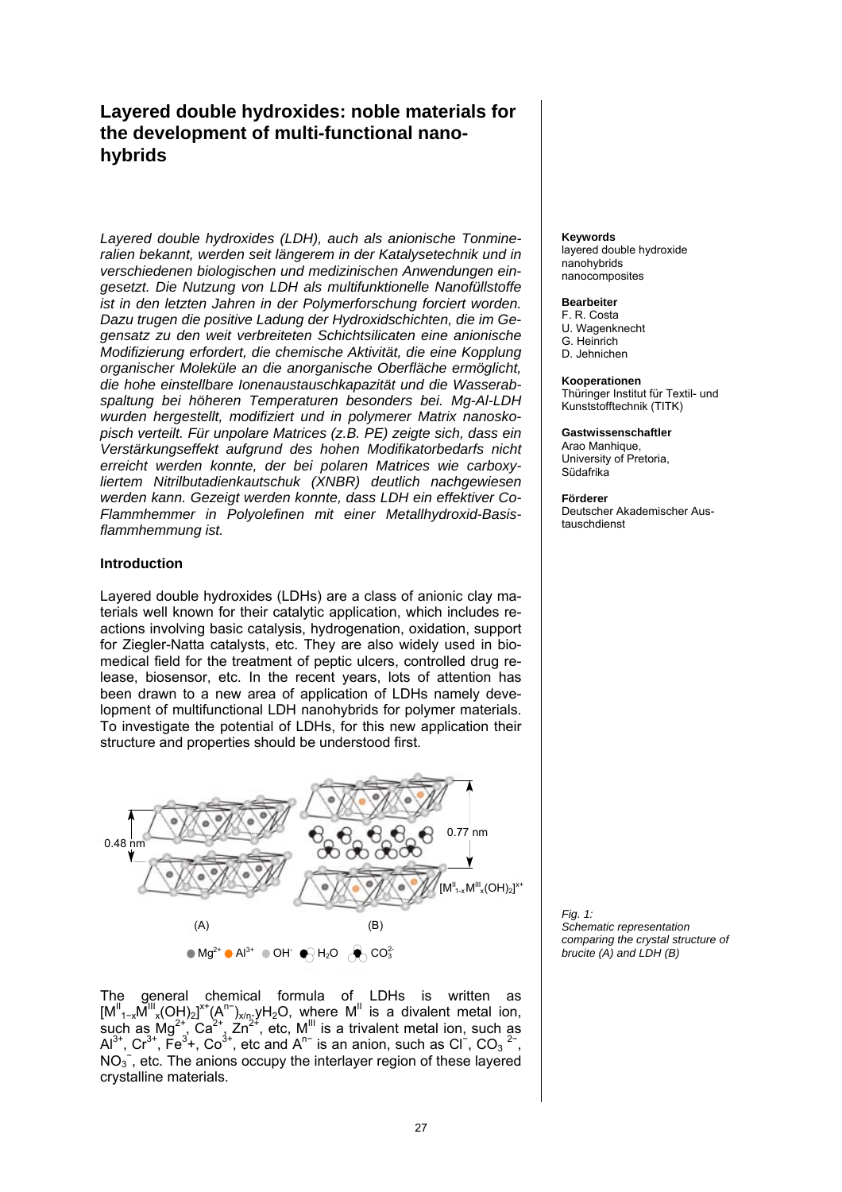# Layered double hydroxides: noble materials for the development of multi-functional nano-hybrids

*Layered double hydroxides (LDH), auch als anionische Tonmineralien bekannt, werden seit längerem in der Katalysetechnik und in verschiedenen biologischen und medizinischen Anwendungen eingesetzt. Die Nutzung von LDH als multifunktionelle Nanofüllstoffe ist in den letzten Jahren in der Polymerforschung forciert worden. Dazu trugen die positive Ladung der Hydroxidschichten, die im Gegensatz zu den weit verbreiteten Schichtsilicaten eine anionische Modifizierung erfordert, die chemische Aktivität, die eine Kopplung organischer Moleküle an die anorganische Oberfläche ermöglicht, die hohe einstellbare Ionenaustauschkapazität und die Wasserabspaltung bei höheren Temperaturen besonders bei. Mg-Al-LDH wurden hergestellt, modifiziert und in polymerer Matrix nanoskopisch verteilt. Für unpolare Matrices (z.B. PE) zeigte sich, dass ein Verstärkungseffekt aufgrund des hohen Modifikatorbedarfs nicht erreicht werden konnte, der bei polaren Matrices wie carboxyliertem Nitrilbutadienkautschuk (XNBR) deutlich nachgewiesen werden kann. Gezeigt werden konnte, dass LDH ein effektiver Co-Flammhemmer in Polyolefinen mit einer Metallhydroxid-Basisflammhemmung ist.*

**Keywords**
layered double hydroxide
nanohybrids
nanocomposites

**Bearbeiter**
F. R. Costa
U. Wagenknecht
G. Heinrich
D. Jehnichen

**Kooperationen**
Thüringer Institut für Textil- und Kunststofftechnik (TITK)

**Gastwissenschaftler**
Arao Manhique,
University of Pretoria,
Südafrika

**Förderer**
Deutscher Akademischer Austauschdienst

## Introduction

Layered double hydroxides (LDHs) are a class of anionic clay materials well known for their catalytic application, which includes reactions involving basic catalysis, hydrogenation, oxidation, support for Ziegler-Natta catalysts, etc. They are also widely used in biomedical field for the treatment of peptic ulcers, controlled drug release, biosensor, etc. In the recent years, lots of attention has been drawn to a new area of application of LDHs namely development of multifunctional LDH nanohybrids for polymer materials. To investigate the potential of LDHs, for this new application their structure and properties should be understood first.

*Fig. 1: Schematic representation comparing the crystal structure of brucite (A) and LDH (B)*

The general chemical formula of LDHs is written as $[M^{II}_{1-x}M^{III}_{x}(OH)_2]^{x+}(A^{n-})_{x/n}.yH_2O$, where $M^{II}$ is a divalent metal ion, such as $Mg^{2+}$, $Ca^{2+}$, $Zn^{2+}$, etc, $M^{III}$ is a trivalent metal ion, such as $Al^{3+}$, $Cr^{3+}$, $Fe^{3+}$, $Co^{3+}$, etc and $A^{n-}$ is an anion, such as $Cl^-$, $CO_3^{2-}$, $NO_3^-$, etc. The anions occupy the interlayer region of these layered crystalline materials.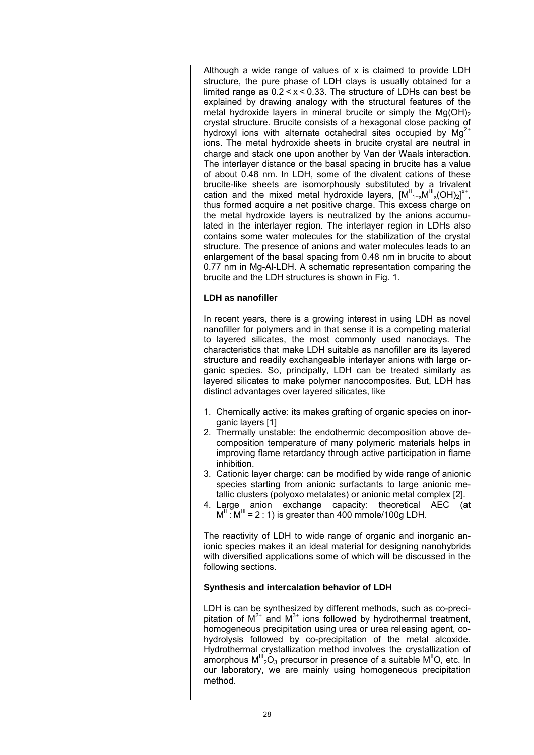Although a wide range of values of x is claimed to provide LDH structure, the pure phase of LDH clays is usually obtained for a limited range as $0.2 < x < 0.33$. The structure of LDHs can best be explained by drawing analogy with the structural features of the metal hydroxide layers in mineral brucite or simply the $Mg(OH)_2$ crystal structure. Brucite consists of a hexagonal close packing of hydroxyl ions with alternate octahedral sites occupied by $Mg^{2+}$ ions. The metal hydroxide sheets in brucite crystal are neutral in charge and stack one upon another by Van der Waals interaction. The interlayer distance or the basal spacing in brucite has a value of about 0.48 nm. In LDH, some of the divalent cations of these brucite-like sheets are isomorphously substituted by a trivalent cation and the mixed metal hydroxide layers, $[M^{II}_{1-x}M^{III}_{x}(OH)_2]^{x+}$, thus formed acquire a net positive charge. This excess charge on the metal hydroxide layers is neutralized by the anions accumulated in the interlayer region. The interlayer region in LDHs also contains some water molecules for the stabilization of the crystal structure. The presence of anions and water molecules leads to an enlargement of the basal spacing from 0.48 nm in brucite to about 0.77 nm in Mg-Al-LDH. A schematic representation comparing the brucite and the LDH structures is shown in Fig. 1.

**LDH as nanofiller**

In recent years, there is a growing interest in using LDH as novel nanofiller for polymers and in that sense it is a competing material to layered silicates, the most commonly used nanoclays. The characteristics that make LDH suitable as nanofiller are its layered structure and readily exchangeable interlayer anions with large organic species. So, principally, LDH can be treated similarly as layered silicates to make polymer nanocomposites. But, LDH has distinct advantages over layered silicates, like

1. Chemically active: its makes grafting of organic species on inorganic layers [1]
2. Thermally unstable: the endothermic decomposition above decomposition temperature of many polymeric materials helps in improving flame retardancy through active participation in flame inhibition.
3. Cationic layer charge: can be modified by wide range of anionic species starting from anionic surfactants to large anionic metallic clusters (polyoxo metalates) or anionic metal complex [2].
4. Large anion exchange capacity: theoretical AEC (at $M^{II} : M^{III} = 2 : 1$) is greater than 400 mmole/100g LDH.

The reactivity of LDH to wide range of organic and inorganic anionic species makes it an ideal material for designing nanohybrids with diversified applications some of which will be discussed in the following sections.

**Synthesis and intercalation behavior of LDH**

LDH is can be synthesized by different methods, such as co-precipitation of $M^{2+}$ and $M^{3+}$ ions followed by hydrothermal treatment, homogeneous precipitation using urea or urea releasing agent, co-hydrolysis followed by co-precipitation of the metal alcoxide. Hydrothermal crystallization method involves the crystallization of amorphous $M^{III}_2O_3$ precursor in presence of a suitable $M^{II}O$, etc. In our laboratory, we are mainly using homogeneous precipitation method.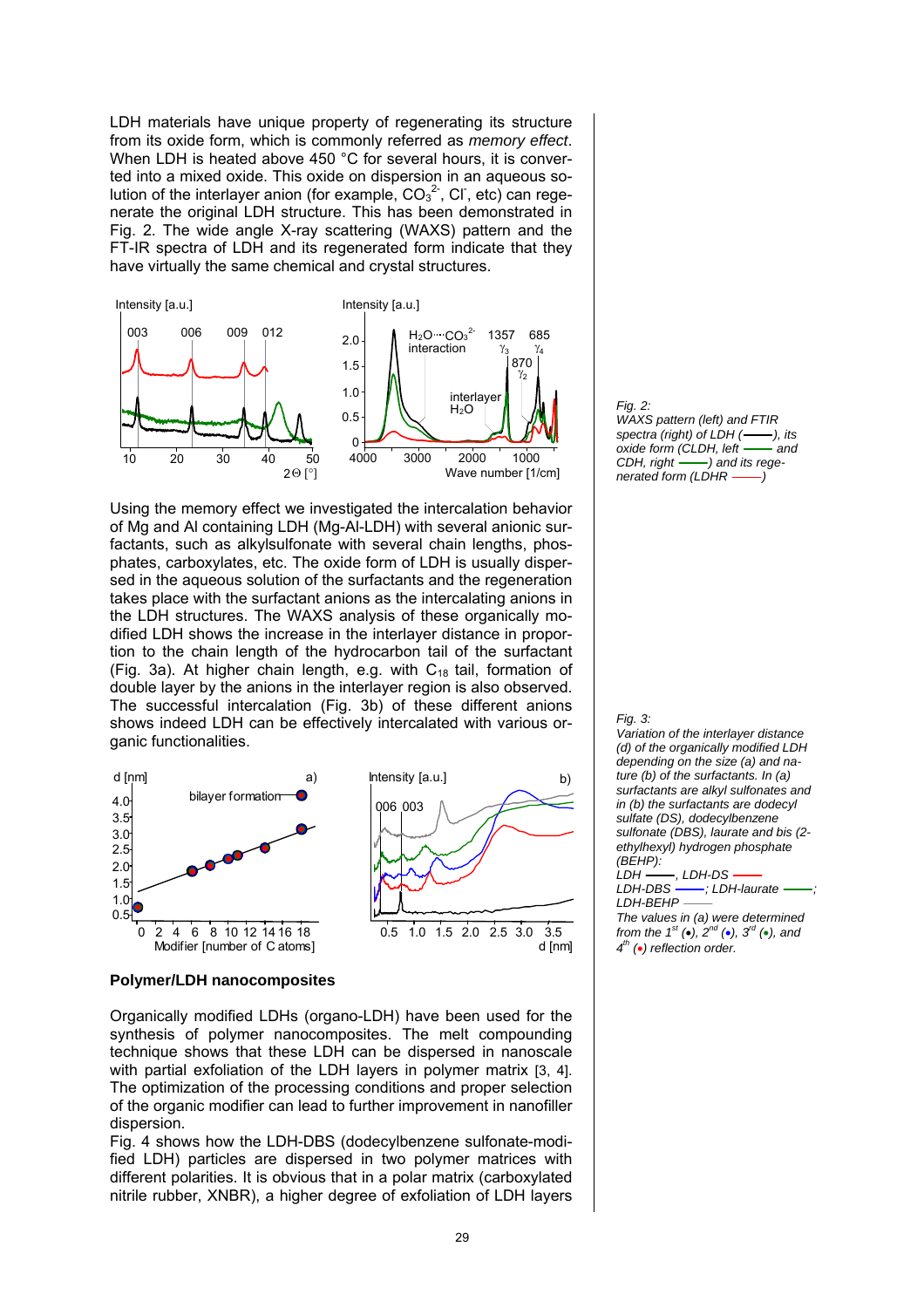LDH materials have unique property of regenerating its structure from its oxide form, which is commonly referred as *memory effect*. When LDH is heated above 450 °C for several hours, it is converted into a mixed oxide. This oxide on dispersion in an aqueous solution of the interlayer anion (for example, $CO_3^{2-}$, $Cl^-$, etc) can regenerate the original LDH structure. This has been demonstrated in Fig. 2. The wide angle X-ray scattering (WAXS) pattern and the FT-IR spectra of LDH and its regenerated form indicate that they have virtually the same chemical and crystal structures.

*Fig. 2:*
*WAXS pattern (left) and FTIR spectra (right) of LDH (——), its oxide form (CLDH, left —— and CDH, right ——) and its regenerated form (LDHR ——)*

Using the memory effect we investigated the intercalation behavior of Mg and Al containing LDH (Mg-Al-LDH) with several anionic surfactants, such as alkylsulfonate with several chain lengths, phosphates, carboxylates, etc. The oxide form of LDH is usually dispersed in the aqueous solution of the surfactants and the regeneration takes place with the surfactant anions as the intercalating anions in the LDH structures. The WAXS analysis of these organically modified LDH shows the increase in the interlayer distance in proportion to the chain length of the hydrocarbon tail of the surfactant (Fig. 3a). At higher chain length, e.g. with $C_{18}$ tail, formation of double layer by the anions in the interlayer region is also observed. The successful intercalation (Fig. 3b) of these different anions shows indeed LDH can be effectively intercalated with various organic functionalities.

*Fig. 3:*
*Variation of the interlayer distance (d) of the organically modified LDH depending on the size (a) and nature (b) of the surfactants. In (a) surfactants are alkyl sulfonates and in (b) the surfactants are dodecyl sulfate (DS), dodecylbenzene sulfonate (DBS), laurate and bis (2-ethylhexyl) hydrogen phosphate (BEHP):*
*LDH ——, LDH-DS ——*
*LDH-DBS ——; LDH-laurate ——; LDH-BEHP ——*
*The values in (a) were determined from the 1st (•), 2nd (•), 3rd (•), and 4th (•) reflection order.*

## Polymer/LDH nanocomposites

Organically modified LDHs (organo-LDH) have been used for the synthesis of polymer nanocomposites. The melt compounding technique shows that these LDH can be dispersed in nanoscale with partial exfoliation of the LDH layers in polymer matrix [3, 4]. The optimization of the processing conditions and proper selection of the organic modifier can lead to further improvement in nanofiller dispersion.

Fig. 4 shows how the LDH-DBS (dodecylbenzene sulfonate-modified LDH) particles are dispersed in two polymer matrices with different polarities. It is obvious that in a polar matrix (carboxylated nitrile rubber, XNBR), a higher degree of exfoliation of LDH layers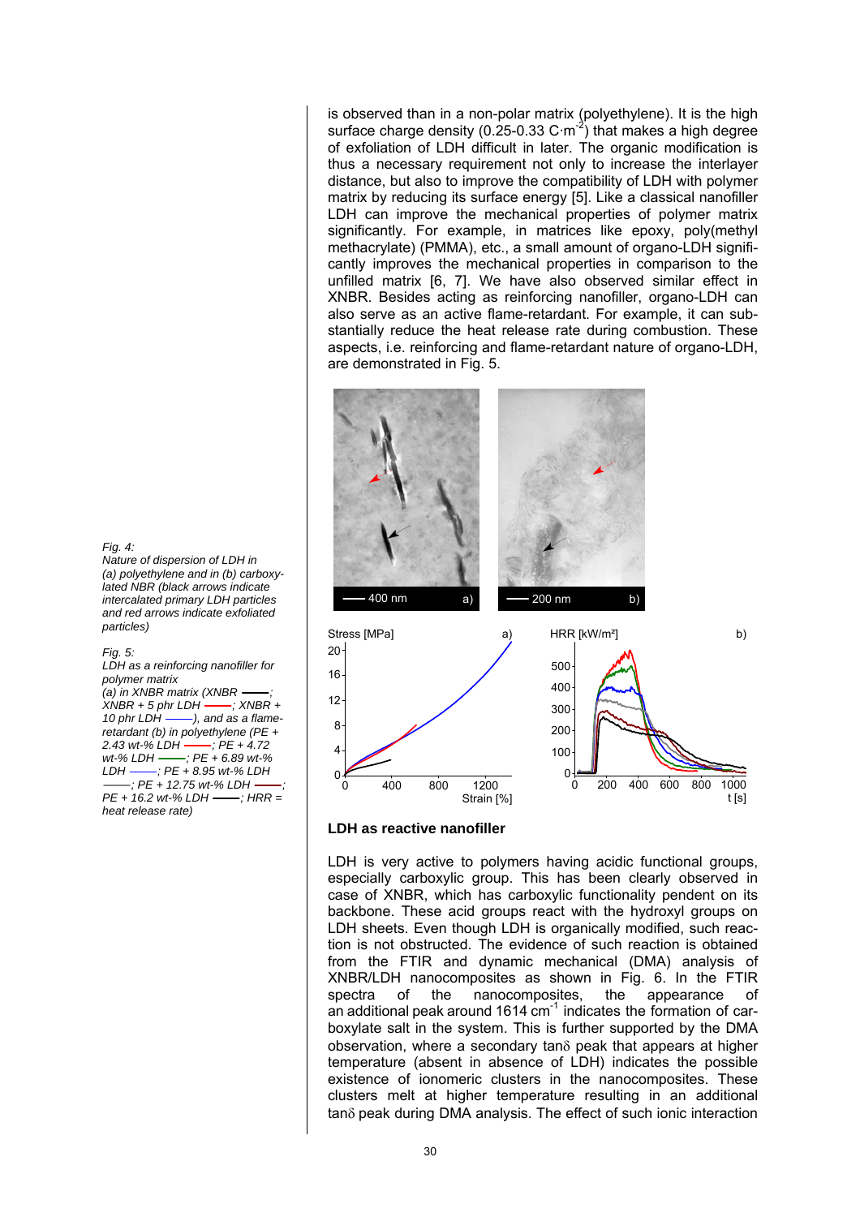is observed than in a non-polar matrix (polyethylene). It is the high surface charge density (0.25-0.33 $C \cdot m^{-2}$) that makes a high degree of exfoliation of LDH difficult in later. The organic modification is thus a necessary requirement not only to increase the interlayer distance, but also to improve the compatibility of LDH with polymer matrix by reducing its surface energy [5]. Like a classical nanofiller LDH can improve the mechanical properties of polymer matrix significantly. For example, in matrices like epoxy, poly(methyl methacrylate) (PMMA), etc., a small amount of organo-LDH significantly improves the mechanical properties in comparison to the unfilled matrix [6, 7]. We have also observed similar effect in XNBR. Besides acting as reinforcing nanofiller, organo-LDH can also serve as an active flame-retardant. For example, it can substantially reduce the heat release rate during combustion. These aspects, i.e. reinforcing and flame-retardant nature of organo-LDH, are demonstrated in Fig. 5.

*Fig. 4:*
*Nature of dispersion of LDH in (a) polyethylene and in (b) carboxylated NBR (black arrows indicate intercalated primary LDH particles and red arrows indicate exfoliated particles)*

*Fig. 5:*
*LDH as a reinforcing nanofiller for polymer matrix (a) in XNBR matrix (XNBR ——; XNBR + 5 phr LDH ——; XNBR + 10 phr LDH ——), and as a flame-retardant (b) in polyethylene (PE + 2.43 wt-% LDH ——; PE + 4.72 wt-% LDH ——; PE + 6.89 wt-% LDH ——; PE + 8.95 wt-% LDH ——; PE + 12.75 wt-% LDH ——; PE + 16.2 wt-% LDH ——; HRR = heat release rate)*

### LDH as reactive nanofiller

LDH is very active to polymers having acidic functional groups, especially carboxylic group. This has been clearly observed in case of XNBR, which has carboxylic functionality pendent on its backbone. These acid groups react with the hydroxyl groups on LDH sheets. Even though LDH is organically modified, such reaction is not obstructed. The evidence of such reaction is obtained from the FTIR and dynamic mechanical (DMA) analysis of XNBR/LDH nanocomposites as shown in Fig. 6. In the FTIR spectra of the nanocomposites, the appearance of an additional peak around 1614 $cm^{-1}$ indicates the formation of carboxylate salt in the system. This is further supported by the DMA observation, where a secondary tan$\delta$ peak that appears at higher temperature (absent in absence of LDH) indicates the possible existence of ionomeric clusters in the nanocomposites. These clusters melt at higher temperature resulting in an additional tan$\delta$ peak during DMA analysis. The effect of such ionic interaction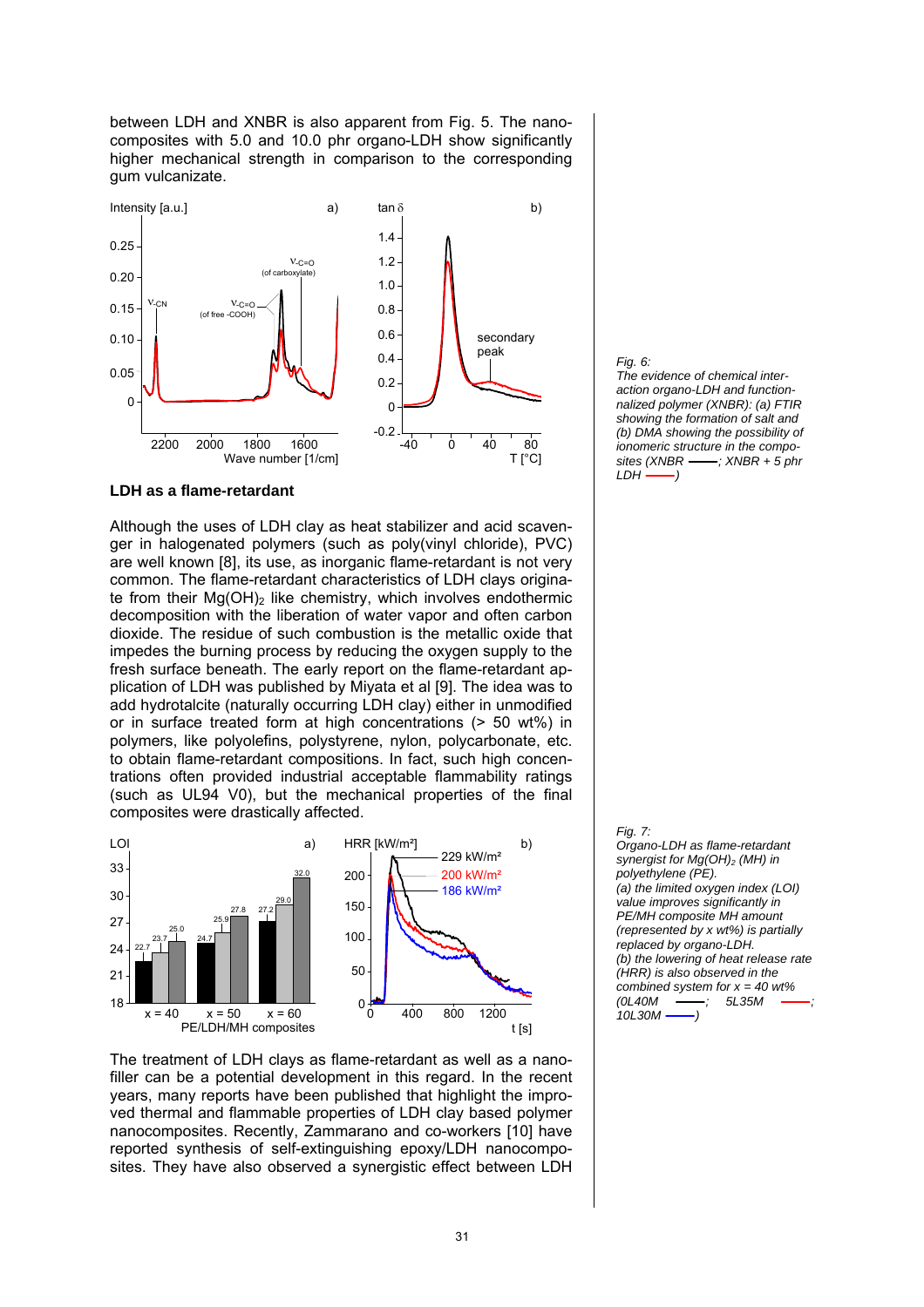between LDH and XNBR is also apparent from Fig. 5. The nanocomposites with 5.0 and 10.0 phr organo-LDH show significantly higher mechanical strength in comparison to the corresponding gum vulcanizate.

*Fig. 6:*
*The evidence of chemical interaction organo-LDH and functionnalized polymer (XNBR): (a) FTIR showing the formation of salt and (b) DMA showing the possibility of ionomeric structure in the composites (XNBR ——; XNBR + 5 phr LDH ——)*

### LDH as a flame-retardant

Although the uses of LDH clay as heat stabilizer and acid scavenger in halogenated polymers (such as poly(vinyl chloride), PVC) are well known [8], its use, as inorganic flame-retardant is not very common. The flame-retardant characteristics of LDH clays originate from their $Mg(OH)_2$ like chemistry, which involves endothermic decomposition with the liberation of water vapor and often carbon dioxide. The residue of such combustion is the metallic oxide that impedes the burning process by reducing the oxygen supply to the fresh surface beneath. The early report on the flame-retardant application of LDH was published by Miyata et al [9]. The idea was to add hydrotalcite (naturally occurring LDH clay) either in unmodified or in surface treated form at high concentrations (> 50 wt%) in polymers, like polyolefins, polystyrene, nylon, polycarbonate, etc. to obtain flame-retardant compositions. In fact, such high concentrations often provided industrial acceptable flammability ratings (such as UL94 V0), but the mechanical properties of the final composites were drastically affected.

*Fig. 7:*
*Organo-LDH as flame-retardant synergist for $Mg(OH)_2$ (MH) in polyethylene (PE).*
*(a) the limited oxygen index (LOI) value improves significantly in PE/MH composite MH amount (represented by x wt%) is partially replaced by organo-LDH.*
*(b) the lowering of heat release rate (HRR) is also observed in the combined system for x = 40 wt% (0L40M ——; 5L35M ——; 10L30M ——)*

The treatment of LDH clays as flame-retardant as well as a nanofiller can be a potential development in this regard. In the recent years, many reports have been published that highlight the improved thermal and flammable properties of LDH clay based polymer nanocomposites. Recently, Zammarano and co-workers [10] have reported synthesis of self-extinguishing epoxy/LDH nanocomposites. They have also observed a synergistic effect between LDH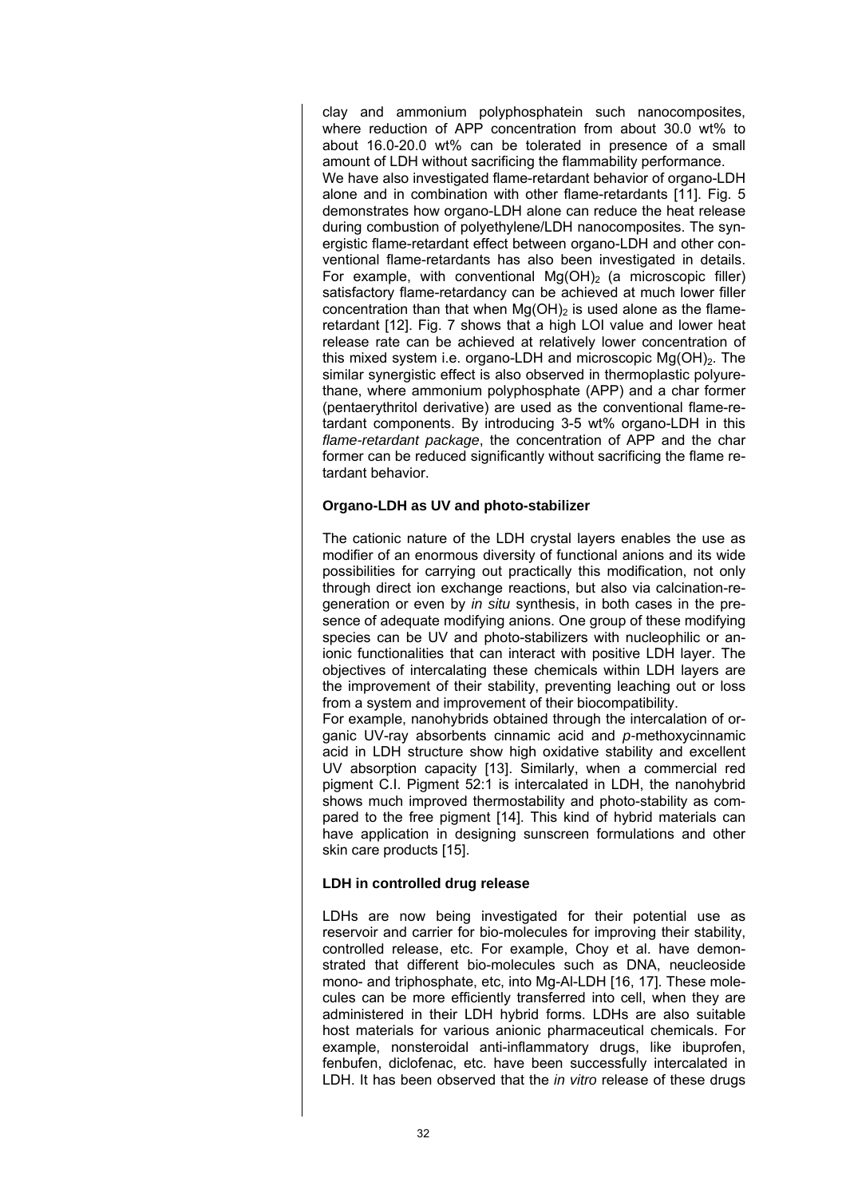clay and ammonium polyphosphatein such nanocomposites, where reduction of APP concentration from about 30.0 wt% to about 16.0-20.0 wt% can be tolerated in presence of a small amount of LDH without sacrificing the flammability performance.

We have also investigated flame-retardant behavior of organo-LDH alone and in combination with other flame-retardants [11]. Fig. 5 demonstrates how organo-LDH alone can reduce the heat release during combustion of polyethylene/LDH nanocomposites. The synergistic flame-retardant effect between organo-LDH and other conventional flame-retardants has also been investigated in details. For example, with conventional $Mg(OH)_2$ (a microscopic filler) satisfactory flame-retardancy can be achieved at much lower filler concentration than that when $Mg(OH)_2$ is used alone as the flame-retardant [12]. Fig. 7 shows that a high LOI value and lower heat release rate can be achieved at relatively lower concentration of this mixed system i.e. organo-LDH and microscopic $Mg(OH)_2$. The similar synergistic effect is also observed in thermoplastic polyurethane, where ammonium polyphosphate (APP) and a char former (pentaerythritol derivative) are used as the conventional flame-retardant components. By introducing 3-5 wt% organo-LDH in this *flame-retardant package*, the concentration of APP and the char former can be reduced significantly without sacrificing the flame retardant behavior.

**Organo-LDH as UV and photo-stabilizer**

The cationic nature of the LDH crystal layers enables the use as modifier of an enormous diversity of functional anions and its wide possibilities for carrying out practically this modification, not only through direct ion exchange reactions, but also via calcination-regeneration or even by *in situ* synthesis, in both cases in the presence of adequate modifying anions. One group of these modifying species can be UV and photo-stabilizers with nucleophilic or anionic functionalities that can interact with positive LDH layer. The objectives of intercalating these chemicals within LDH layers are the improvement of their stability, preventing leaching out or loss from a system and improvement of their biocompatibility.

For example, nanohybrids obtained through the intercalation of organic UV-ray absorbents cinnamic acid and *p*-methoxycinnamic acid in LDH structure show high oxidative stability and excellent UV absorption capacity [13]. Similarly, when a commercial red pigment C.I. Pigment 52:1 is intercalated in LDH, the nanohybrid shows much improved thermostability and photo-stability as compared to the free pigment [14]. This kind of hybrid materials can have application in designing sunscreen formulations and other skin care products [15].

**LDH in controlled drug release**

LDHs are now being investigated for their potential use as reservoir and carrier for bio-molecules for improving their stability, controlled release, etc. For example, Choy et al. have demonstrated that different bio-molecules such as DNA, neucleoside mono- and triphosphate, etc, into Mg-Al-LDH [16, 17]. These molecules can be more efficiently transferred into cell, when they are administered in their LDH hybrid forms. LDHs are also suitable host materials for various anionic pharmaceutical chemicals. For example, nonsteroidal anti-inflammatory drugs, like ibuprofen, fenbufen, diclofenac, etc. have been successfully intercalated in LDH. It has been observed that the *in vitro* release of these drugs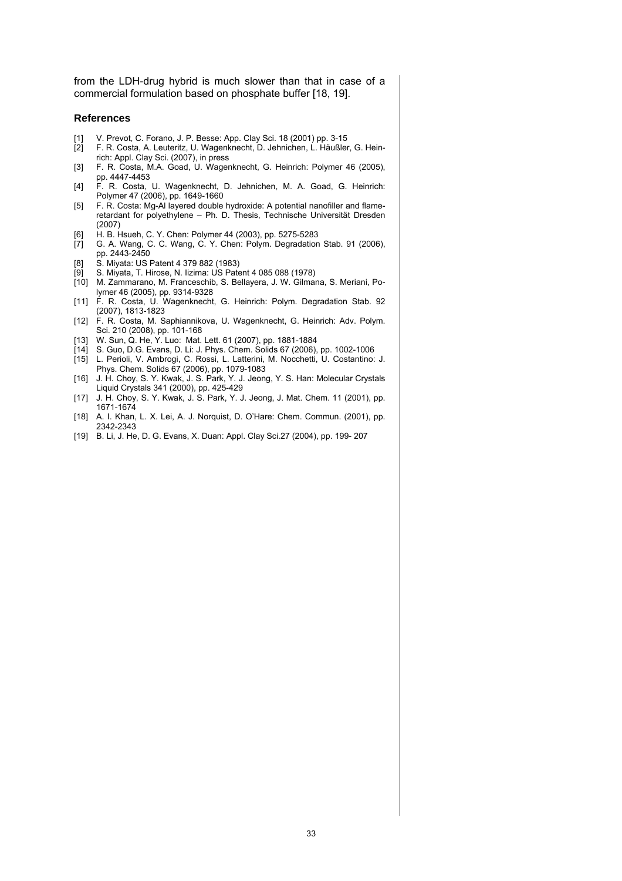from the LDH-drug hybrid is much slower than that in case of a commercial formulation based on phosphate buffer [18, 19].

## References

[1] V. Prevot, C. Forano, J. P. Besse: App. Clay Sci. 18 (2001) pp. 3-15

[2] F. R. Costa, A. Leuteritz, U. Wagenknecht, D. Jehnichen, L. Häußler, G. Heinrich: Appl. Clay Sci. (2007), in press

[3] F. R. Costa, M.A. Goad, U. Wagenknecht, G. Heinrich: Polymer 46 (2005), pp. 4447-4453

[4] F. R. Costa, U. Wagenknecht, D. Jehnichen, M. A. Goad, G. Heinrich: Polymer 47 (2006), pp. 1649-1660

[5] F. R. Costa: Mg-Al layered double hydroxide: A potential nanofiller and flame-retardant for polyethylene – Ph. D. Thesis, Technische Universität Dresden (2007)

[6] H. B. Hsueh, C. Y. Chen: Polymer 44 (2003), pp. 5275-5283

[7] G. A. Wang, C. C. Wang, C. Y. Chen: Polym. Degradation Stab. 91 (2006), pp. 2443-2450

[8] S. Miyata: US Patent 4 379 882 (1983)

[9] S. Miyata, T. Hirose, N. Iizima: US Patent 4 085 088 (1978)

[10] M. Zammarano, M. Franceschib, S. Bellayera, J. W. Gilmana, S. Meriani, Polymer 46 (2005), pp. 9314-9328

[11] F. R. Costa, U. Wagenknecht, G. Heinrich: Polym. Degradation Stab. 92 (2007), 1813-1823

[12] F. R. Costa, M. Saphiannikova, U. Wagenknecht, G. Heinrich: Adv. Polym. Sci. 210 (2008), pp. 101-168

[13] W. Sun, Q. He, Y. Luo: Mat. Lett. 61 (2007), pp. 1881-1884

[14] S. Guo, D.G. Evans, D. Li: J. Phys. Chem. Solids 67 (2006), pp. 1002-1006

[15] L. Perioli, V. Ambrogi, C. Rossi, L. Latterini, M. Nocchetti, U. Costantino: J. Phys. Chem. Solids 67 (2006), pp. 1079-1083

[16] J. H. Choy, S. Y. Kwak, J. S. Park, Y. J. Jeong, Y. S. Han: Molecular Crystals Liquid Crystals 341 (2000), pp. 425-429

[17] J. H. Choy, S. Y. Kwak, J. S. Park, Y. J. Jeong, J. Mat. Chem. 11 (2001), pp. 1671-1674

[18] A. I. Khan, L. X. Lei, A. J. Norquist, D. O'Hare: Chem. Commun. (2001), pp. 2342-2343

[19] B. Li, J. He, D. G. Evans, X. Duan: Appl. Clay Sci.27 (2004), pp. 199- 207